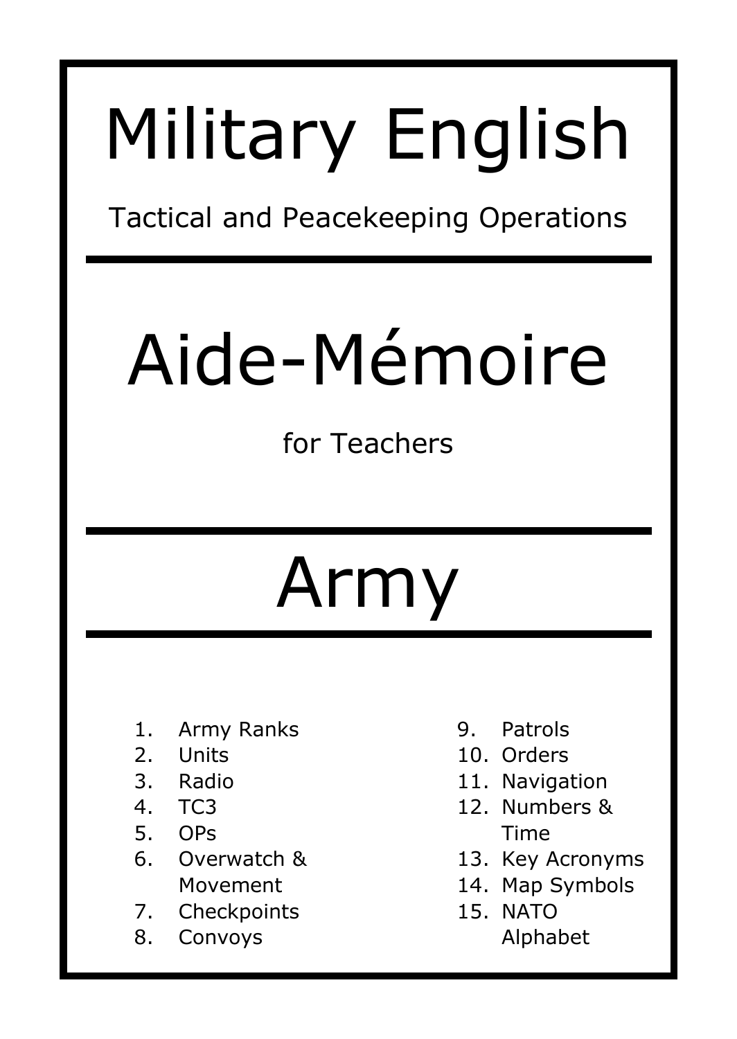# Military English

Tactical and Peacekeeping Operations

# Aide-Mémoire

for Teachers

# Army

1. Army Ranks
2. Units
3. Radio
4. TC3
5. OPs
6. Overwatch & Movement
7. Checkpoints
8. Convoys
9. Patrols
10. Orders
11. Navigation
12. Numbers & Time
13. Key Acronyms
14. Map Symbols
15. NATO Alphabet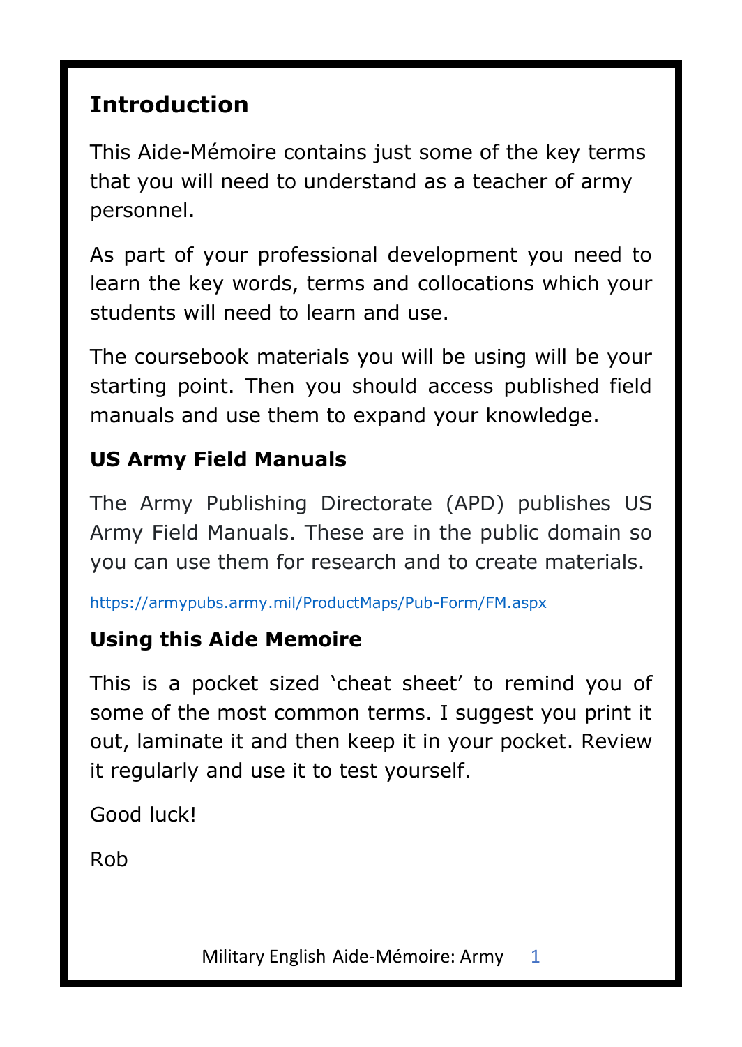## Introduction

This Aide-Mémoire contains just some of the key terms that you will need to understand as a teacher of army personnel.

As part of your professional development you need to learn the key words, terms and collocations which your students will need to learn and use.

The coursebook materials you will be using will be your starting point. Then you should access published field manuals and use them to expand your knowledge.

## US Army Field Manuals

The Army Publishing Directorate (APD) publishes US Army Field Manuals. These are in the public domain so you can use them for research and to create materials.

https://armypubs.army.mil/ProductMaps/Pub-Form/FM.aspx

## Using this Aide Memoire

This is a pocket sized 'cheat sheet' to remind you of some of the most common terms. I suggest you print it out, laminate it and then keep it in your pocket. Review it regularly and use it to test yourself.

Good luck!

Rob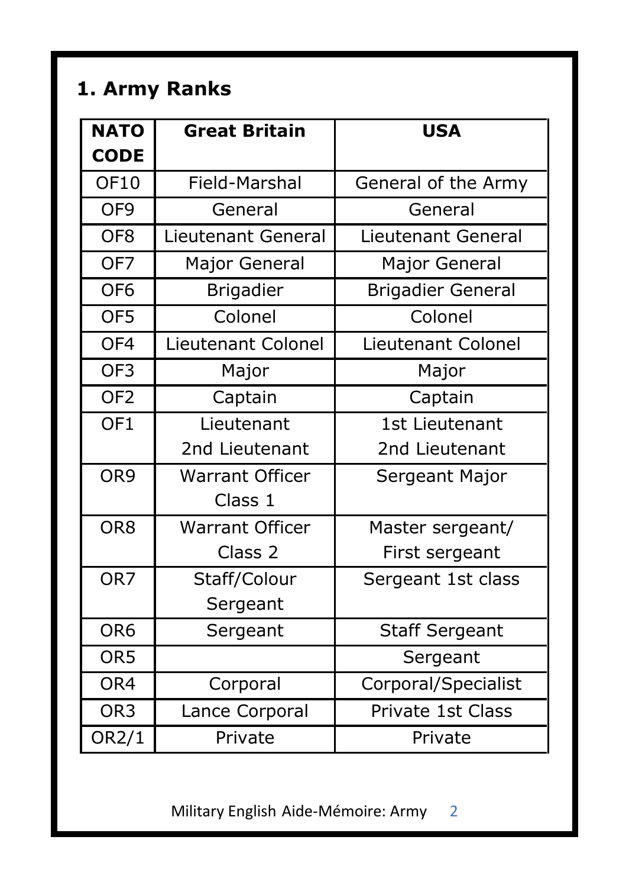## 1. Army Ranks

| NATO CODE | Great Britain | USA |
|---|---|---|
| OF10 | Field-Marshal | General of the Army |
| OF9 | General | General |
| OF8 | Lieutenant General | Lieutenant General |
| OF7 | Major General | Major General |
| OF6 | Brigadier | Brigadier General |
| OF5 | Colonel | Colonel |
| OF4 | Lieutenant Colonel | Lieutenant Colonel |
| OF3 | Major | Major |
| OF2 | Captain | Captain |
| OF1 | Lieutenant<br>2nd Lieutenant | 1st Lieutenant<br>2nd Lieutenant |
| OR9 | Warrant Officer Class 1 | Sergeant Major |
| OR8 | Warrant Officer Class 2 | Master sergeant/ First sergeant |
| OR7 | Staff/Colour Sergeant | Sergeant 1st class |
| OR6 | Sergeant | Staff Sergeant |
| OR5 | | Sergeant |
| OR4 | Corporal | Corporal/Specialist |
| OR3 | Lance Corporal | Private 1st Class |
| OR2/1 | Private | Private |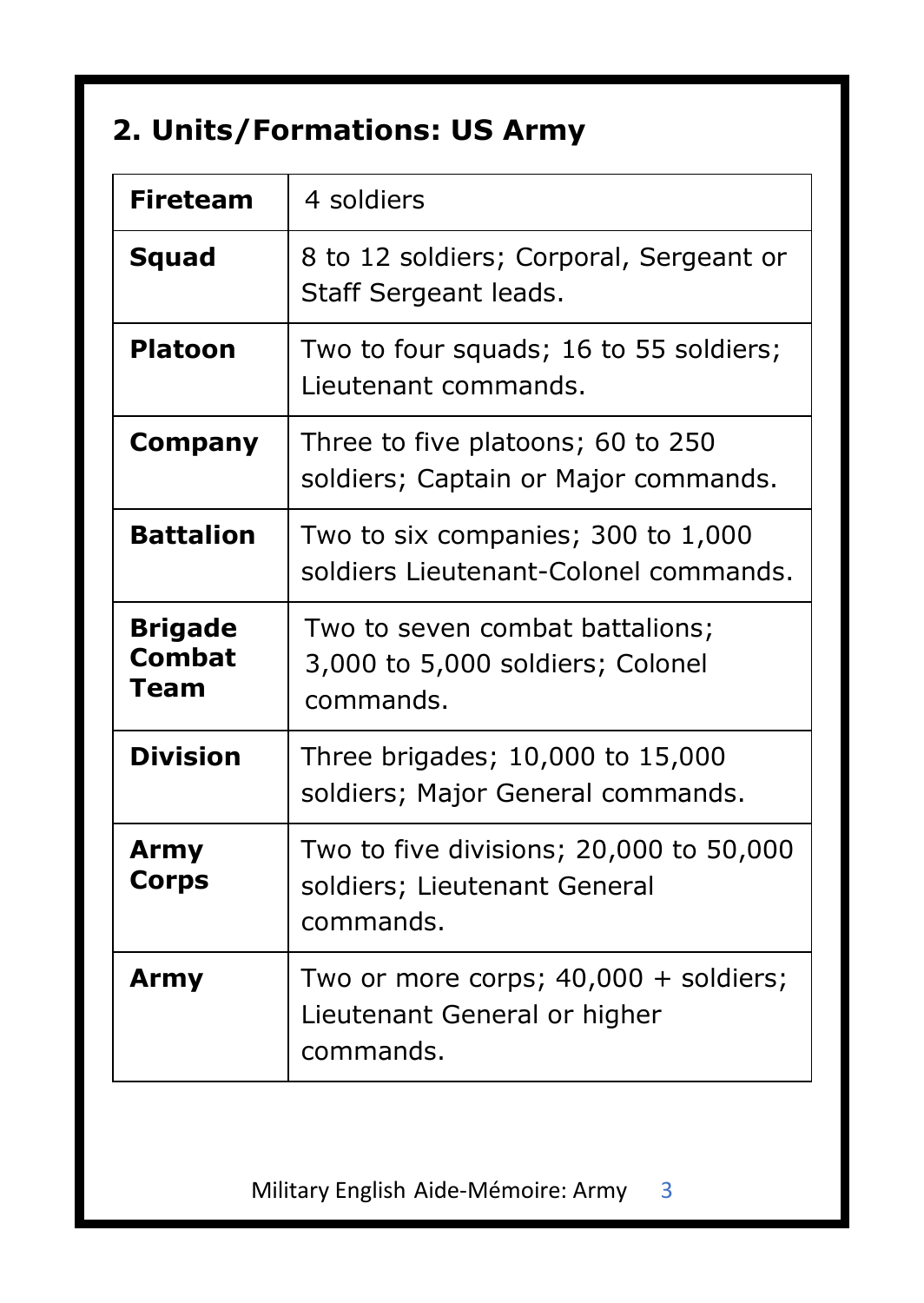## 2. Units/Formations: US Army

| | |
|---|---|
| **Fireteam** | 4 soldiers |
| **Squad** | 8 to 12 soldiers; Corporal, Sergeant or Staff Sergeant leads. |
| **Platoon** | Two to four squads; 16 to 55 soldiers; Lieutenant commands. |
| **Company** | Three to five platoons; 60 to 250 soldiers; Captain or Major commands. |
| **Battalion** | Two to six companies; 300 to 1,000 soldiers Lieutenant-Colonel commands. |
| **Brigade Combat Team** | Two to seven combat battalions; 3,000 to 5,000 soldiers; Colonel commands. |
| **Division** | Three brigades; 10,000 to 15,000 soldiers; Major General commands. |
| **Army Corps** | Two to five divisions; 20,000 to 50,000 soldiers; Lieutenant General commands. |
| **Army** | Two or more corps; 40,000 + soldiers; Lieutenant General or higher commands. |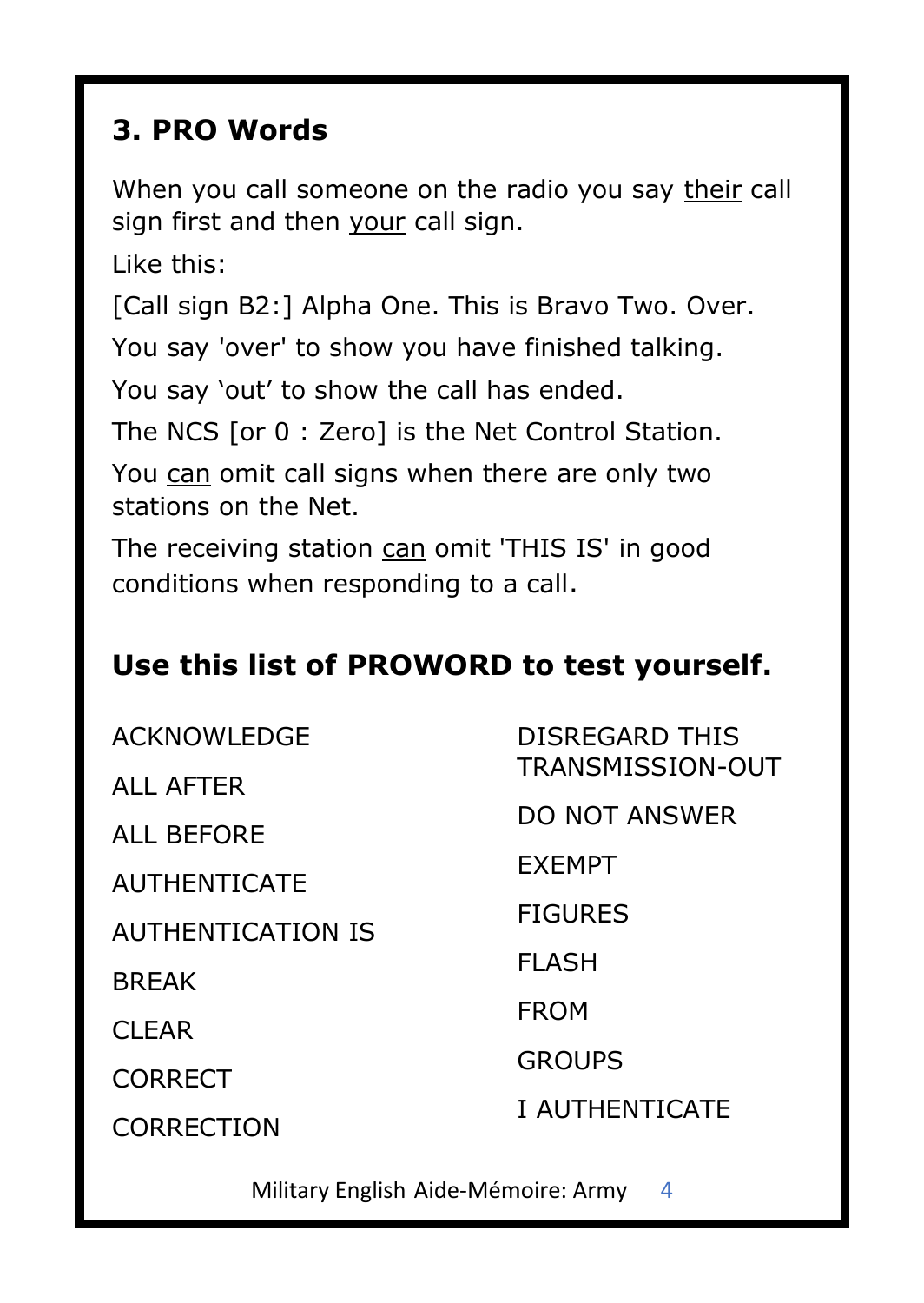## 3. PRO Words

When you call someone on the radio you say <u>their</u> call sign first and then <u>your</u> call sign.

Like this:

[Call sign B2:] Alpha One. This is Bravo Two. Over.

You say 'over' to show you have finished talking.

You say 'out' to show the call has ended.

The NCS [or 0 : Zero] is the Net Control Station.

You <u>can</u> omit call signs when there are only two stations on the Net.

The receiving station <u>can</u> omit 'THIS IS' in good conditions when responding to a call.

## Use this list of PROWORD to test yourself.

ACKNOWLEDGE

ALL AFTER

ALL BEFORE

AUTHENTICATE

AUTHENTICATION IS

BREAK

CLEAR

CORRECT

CORRECTION

DISREGARD THIS TRANSMISSION-OUT

DO NOT ANSWER

EXEMPT

FIGURES

FLASH

FROM

GROUPS

I AUTHENTICATE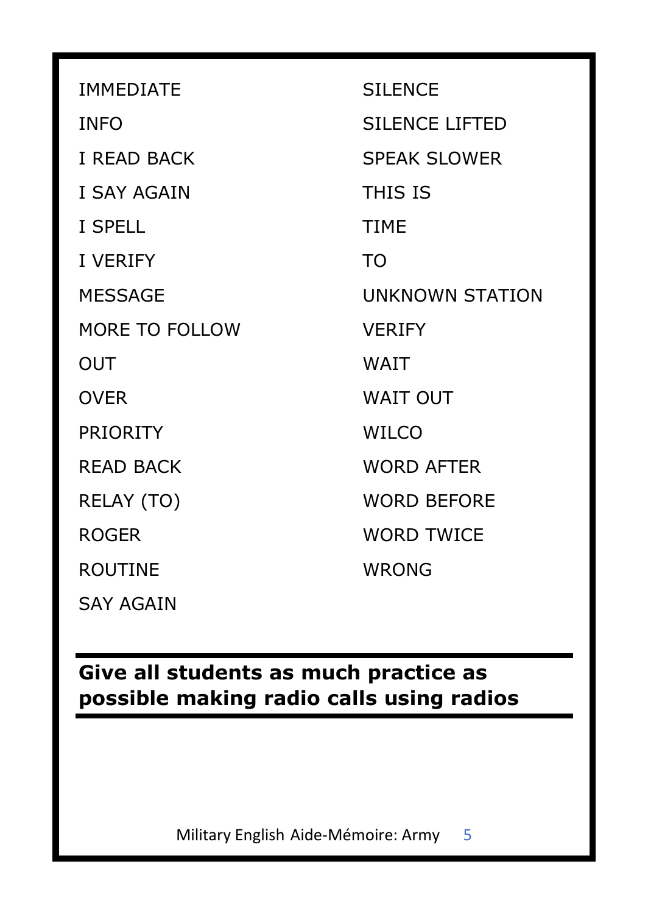IMMEDIATE

INFO

I READ BACK

I SAY AGAIN

I SPELL

I VERIFY

MESSAGE

MORE TO FOLLOW

OUT

OVER

PRIORITY

READ BACK

RELAY (TO)

ROGER

ROUTINE

SAY AGAIN

SILENCE

SILENCE LIFTED

SPEAK SLOWER

THIS IS

TIME

TO

UNKNOWN STATION

VERIFY

WAIT

WAIT OUT

WILCO

WORD AFTER

WORD BEFORE

WORD TWICE

WRONG

**Give all students as much practice as possible making radio calls using radios**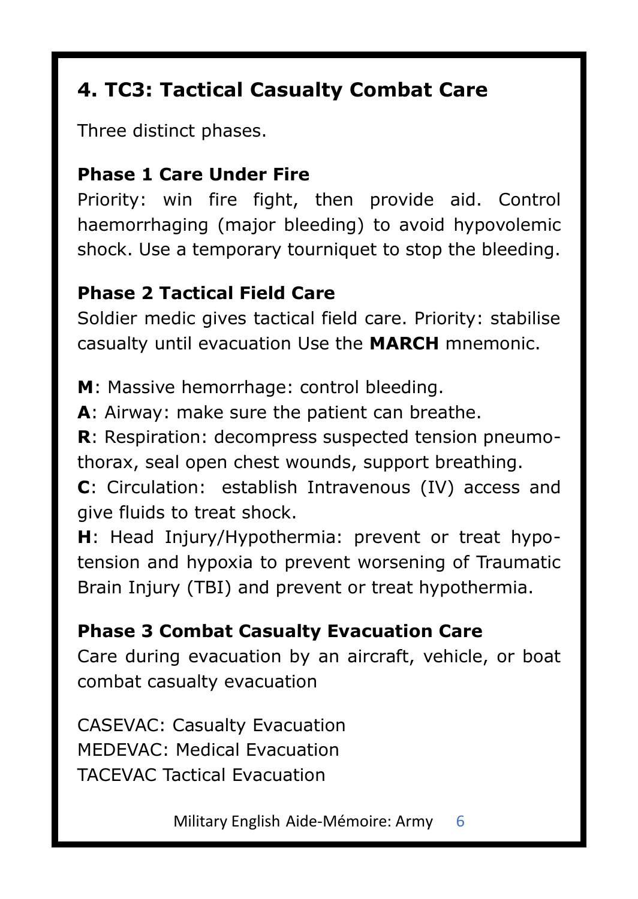## 4. TC3: Tactical Casualty Combat Care

Three distinct phases.

### Phase 1 Care Under Fire

Priority: win fire fight, then provide aid. Control haemorrhaging (major bleeding) to avoid hypovolemic shock. Use a temporary tourniquet to stop the bleeding.

### Phase 2 Tactical Field Care

Soldier medic gives tactical field care. Priority: stabilise casualty until evacuation Use the **MARCH** mnemonic.

**M**: Massive hemorrhage: control bleeding.
**A**: Airway: make sure the patient can breathe.
**R**: Respiration: decompress suspected tension pneumothorax, seal open chest wounds, support breathing.
**C**: Circulation: establish Intravenous (IV) access and give fluids to treat shock.
**H**: Head Injury/Hypothermia: prevent or treat hypotension and hypoxia to prevent worsening of Traumatic Brain Injury (TBI) and prevent or treat hypothermia.

### Phase 3 Combat Casualty Evacuation Care

Care during evacuation by an aircraft, vehicle, or boat combat casualty evacuation

CASEVAC: Casualty Evacuation
MEDEVAC: Medical Evacuation
TACEVAC Tactical Evacuation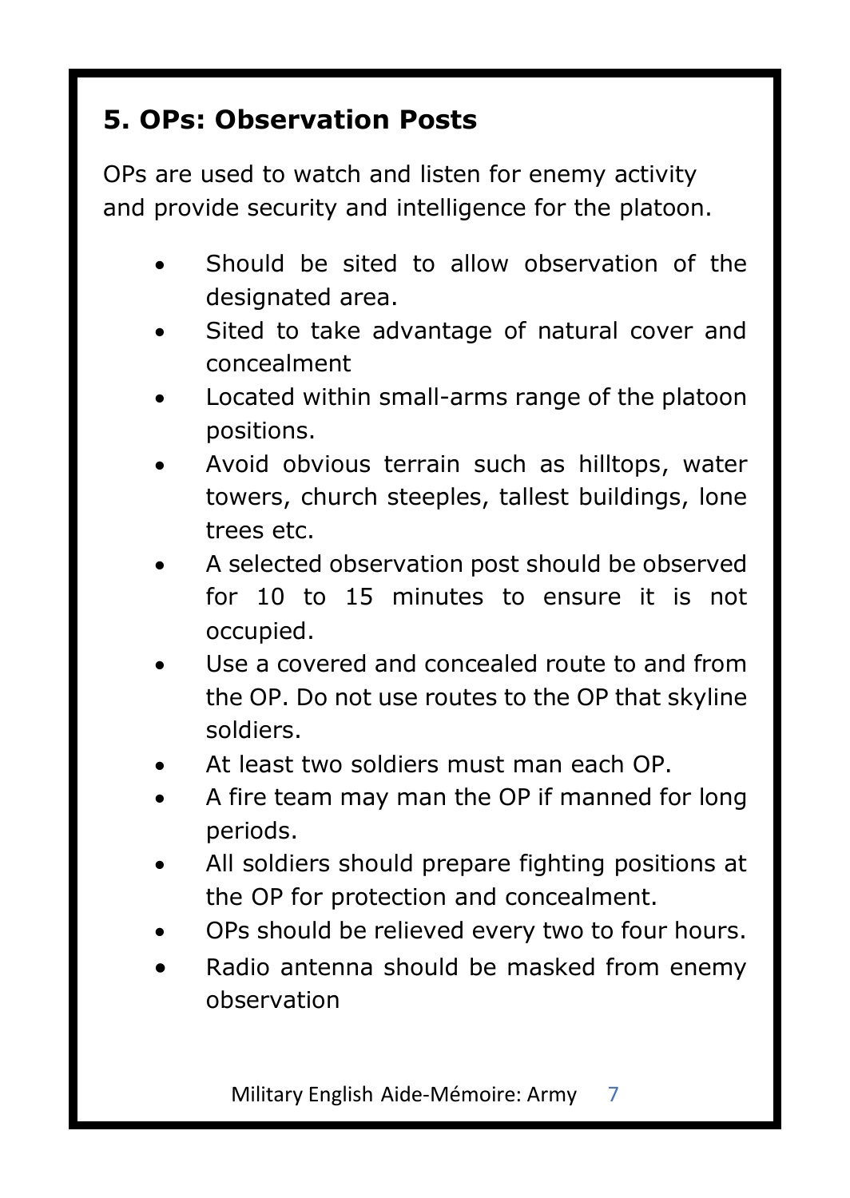## 5. OPs: Observation Posts

OPs are used to watch and listen for enemy activity and provide security and intelligence for the platoon.

- Should be sited to allow observation of the designated area.
- Sited to take advantage of natural cover and concealment
- Located within small-arms range of the platoon positions.
- Avoid obvious terrain such as hilltops, water towers, church steeples, tallest buildings, lone trees etc.
- A selected observation post should be observed for 10 to 15 minutes to ensure it is not occupied.
- Use a covered and concealed route to and from the OP. Do not use routes to the OP that skyline soldiers.
- At least two soldiers must man each OP.
- A fire team may man the OP if manned for long periods.
- All soldiers should prepare fighting positions at the OP for protection and concealment.
- OPs should be relieved every two to four hours.
- Radio antenna should be masked from enemy observation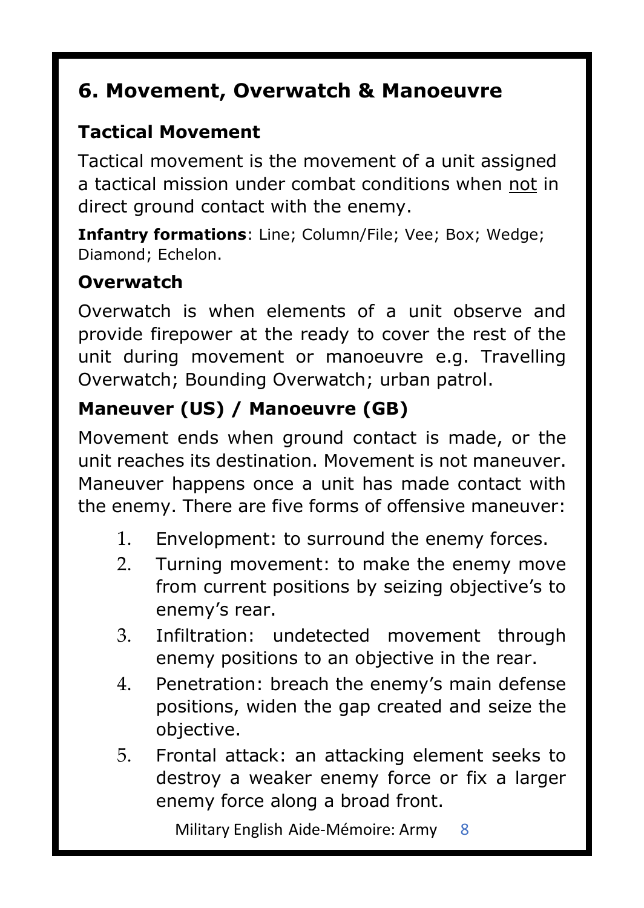## 6. Movement, Overwatch & Manoeuvre

### Tactical Movement

Tactical movement is the movement of a unit assigned a tactical mission under combat conditions when <u>not</u> in direct ground contact with the enemy.

**Infantry formations**: Line; Column/File; Vee; Box; Wedge; Diamond; Echelon.

### Overwatch

Overwatch is when elements of a unit observe and provide firepower at the ready to cover the rest of the unit during movement or manoeuvre e.g. Travelling Overwatch; Bounding Overwatch; urban patrol.

### Maneuver (US) / Manoeuvre (GB)

Movement ends when ground contact is made, or the unit reaches its destination. Movement is not maneuver. Maneuver happens once a unit has made contact with the enemy. There are five forms of offensive maneuver:

1. Envelopment: to surround the enemy forces.
2. Turning movement: to make the enemy move from current positions by seizing objective's to enemy's rear.
3. Infiltration: undetected movement through enemy positions to an objective in the rear.
4. Penetration: breach the enemy's main defense positions, widen the gap created and seize the objective.
5. Frontal attack: an attacking element seeks to destroy a weaker enemy force or fix a larger enemy force along a broad front.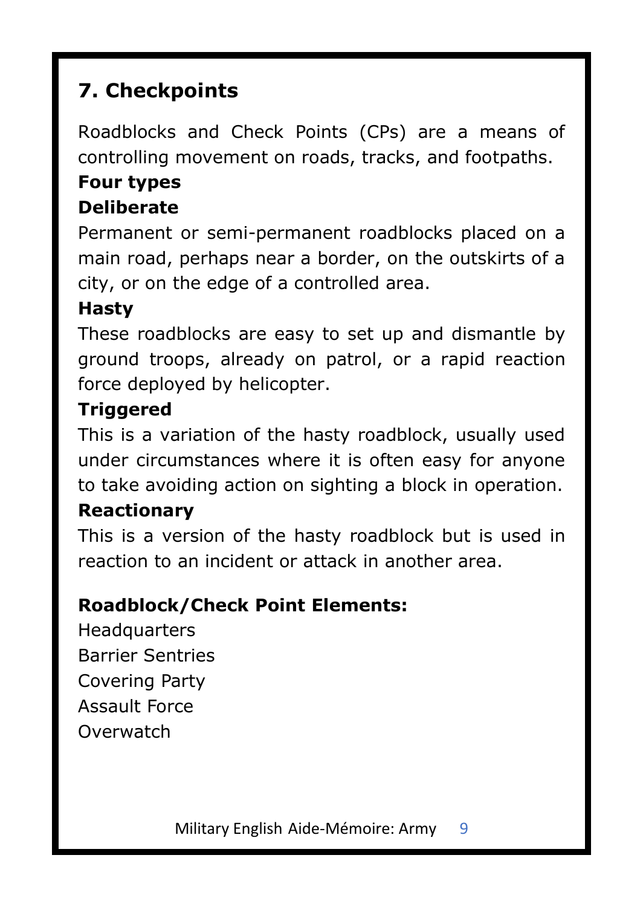## 7. Checkpoints

Roadblocks and Check Points (CPs) are a means of controlling movement on roads, tracks, and footpaths.

**Four types**

**Deliberate**

Permanent or semi-permanent roadblocks placed on a main road, perhaps near a border, on the outskirts of a city, or on the edge of a controlled area.

**Hasty**

These roadblocks are easy to set up and dismantle by ground troops, already on patrol, or a rapid reaction force deployed by helicopter.

**Triggered**

This is a variation of the hasty roadblock, usually used under circumstances where it is often easy for anyone to take avoiding action on sighting a block in operation.

**Reactionary**

This is a version of the hasty roadblock but is used in reaction to an incident or attack in another area.

**Roadblock/Check Point Elements:**

Headquarters
Barrier Sentries
Covering Party
Assault Force
Overwatch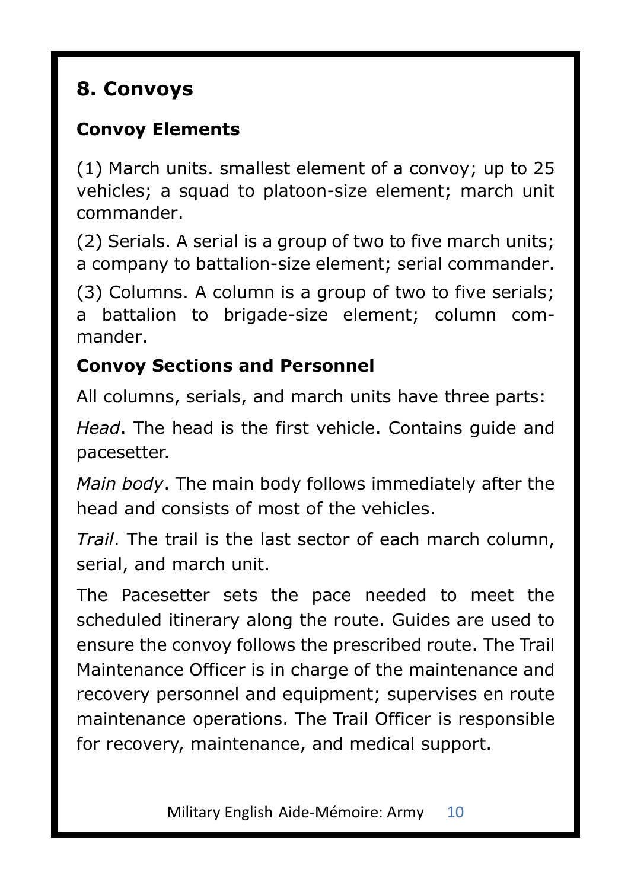## 8. Convoys

### Convoy Elements

(1) March units. smallest element of a convoy; up to 25 vehicles; a squad to platoon-size element; march unit commander.

(2) Serials. A serial is a group of two to five march units; a company to battalion-size element; serial commander.

(3) Columns. A column is a group of two to five serials; a battalion to brigade-size element; column commander.

### Convoy Sections and Personnel

All columns, serials, and march units have three parts:

*Head*. The head is the first vehicle. Contains guide and pacesetter.

*Main body*. The main body follows immediately after the head and consists of most of the vehicles.

*Trail*. The trail is the last sector of each march column, serial, and march unit.

The Pacesetter sets the pace needed to meet the scheduled itinerary along the route. Guides are used to ensure the convoy follows the prescribed route. The Trail Maintenance Officer is in charge of the maintenance and recovery personnel and equipment; supervises en route maintenance operations. The Trail Officer is responsible for recovery, maintenance, and medical support.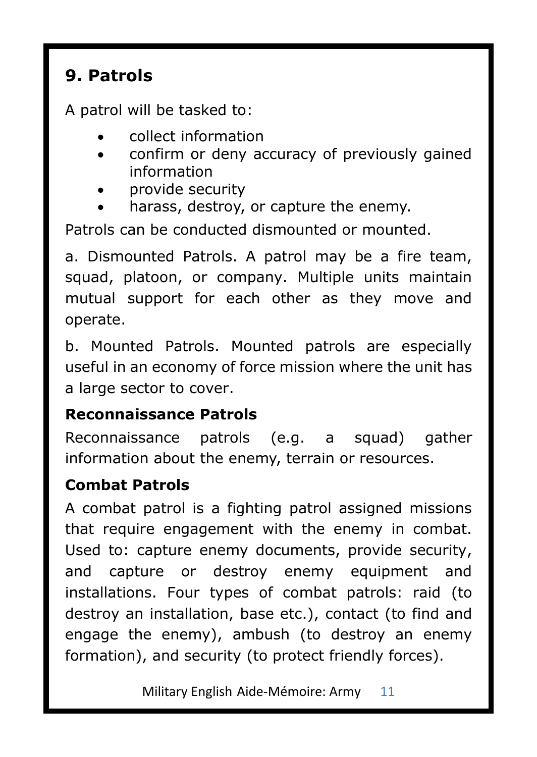## 9. Patrols

A patrol will be tasked to:

- collect information
- confirm or deny accuracy of previously gained information
- provide security
- harass, destroy, or capture the enemy.

Patrols can be conducted dismounted or mounted.

a. Dismounted Patrols. A patrol may be a fire team, squad, platoon, or company. Multiple units maintain mutual support for each other as they move and operate.

b. Mounted Patrols. Mounted patrols are especially useful in an economy of force mission where the unit has a large sector to cover.

### Reconnaissance Patrols

Reconnaissance patrols (e.g. a squad) gather information about the enemy, terrain or resources.

### Combat Patrols

A combat patrol is a fighting patrol assigned missions that require engagement with the enemy in combat. Used to: capture enemy documents, provide security, and capture or destroy enemy equipment and installations. Four types of combat patrols: raid (to destroy an installation, base etc.), contact (to find and engage the enemy), ambush (to destroy an enemy formation), and security (to protect friendly forces).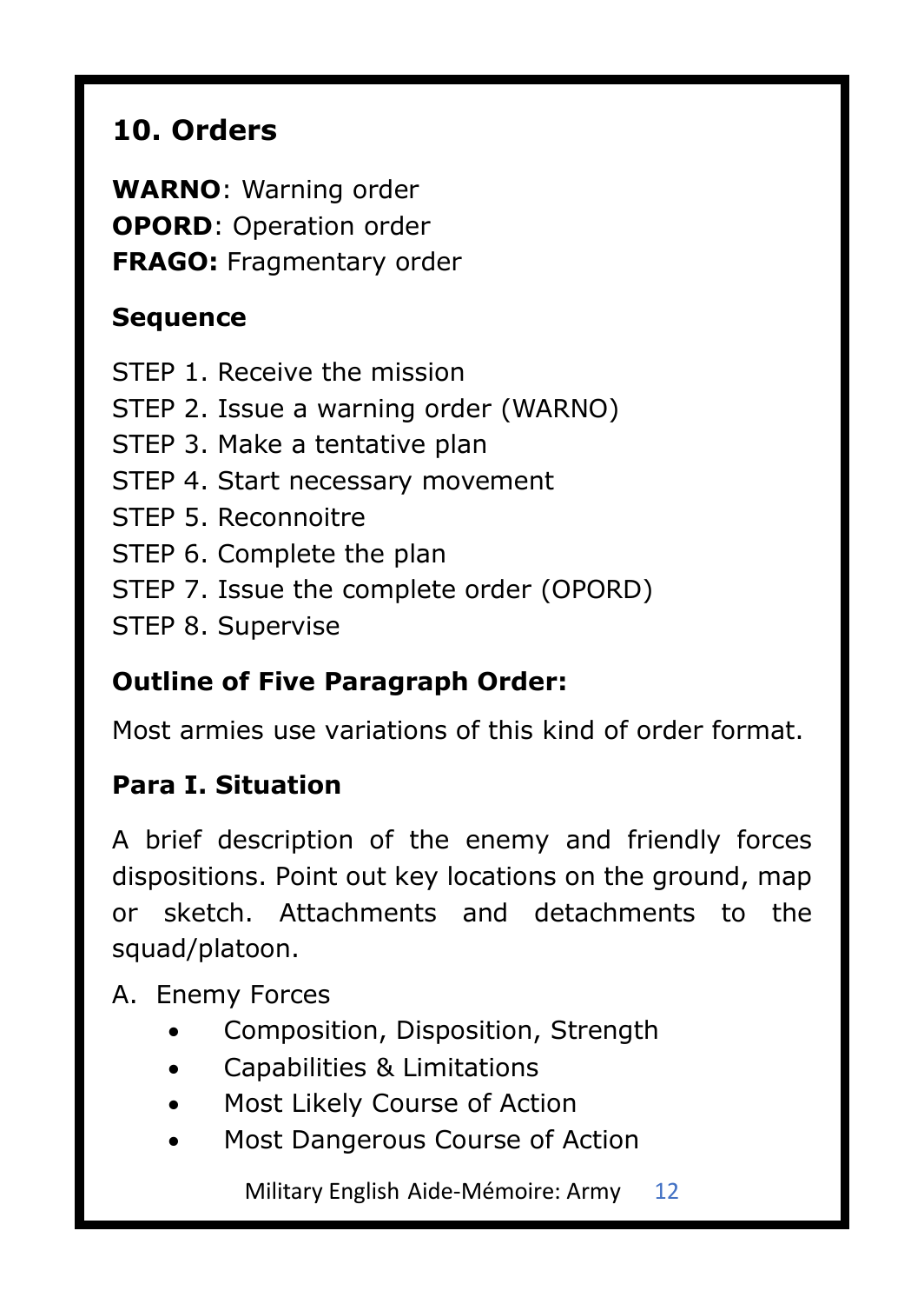## 10. Orders

**WARNO**: Warning order
**OPORD**: Operation order
**FRAGO:** Fragmentary order

### Sequence

STEP 1. Receive the mission
STEP 2. Issue a warning order (WARNO)
STEP 3. Make a tentative plan
STEP 4. Start necessary movement
STEP 5. Reconnoitre
STEP 6. Complete the plan
STEP 7. Issue the complete order (OPORD)
STEP 8. Supervise

### Outline of Five Paragraph Order:

Most armies use variations of this kind of order format.

### Para I. Situation

A brief description of the enemy and friendly forces dispositions. Point out key locations on the ground, map or sketch. Attachments and detachments to the squad/platoon.

A. Enemy Forces
- Composition, Disposition, Strength
- Capabilities & Limitations
- Most Likely Course of Action
- Most Dangerous Course of Action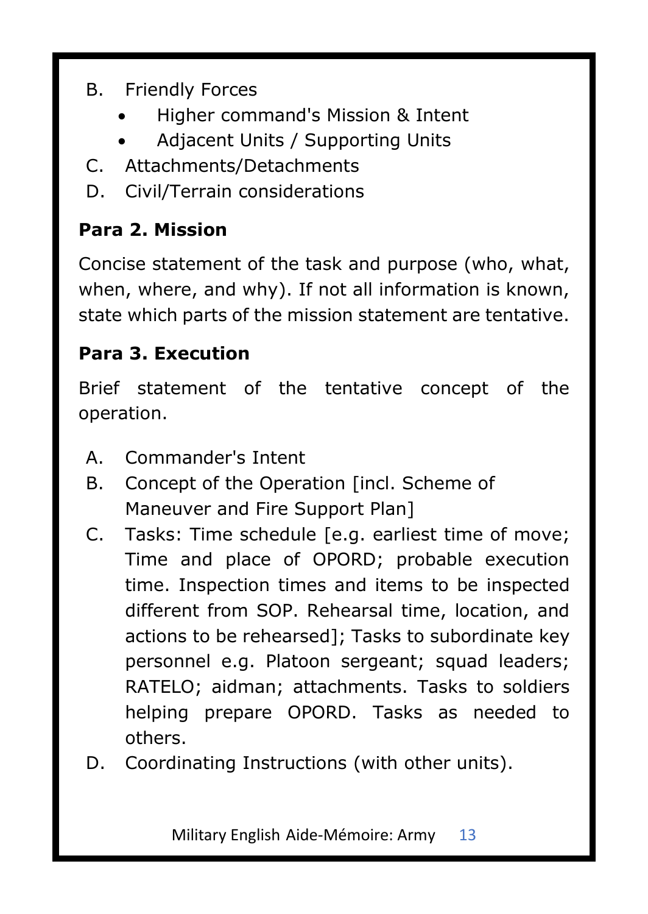B. Friendly Forces
   - Higher command's Mission & Intent
   - Adjacent Units / Supporting Units

C. Attachments/Detachments

D. Civil/Terrain considerations

**Para 2. Mission**

Concise statement of the task and purpose (who, what, when, where, and why). If not all information is known, state which parts of the mission statement are tentative.

**Para 3. Execution**

Brief statement of the tentative concept of the operation.

A. Commander's Intent

B. Concept of the Operation [incl. Scheme of Maneuver and Fire Support Plan]

C. Tasks: Time schedule [e.g. earliest time of move; Time and place of OPORD; probable execution time. Inspection times and items to be inspected different from SOP. Rehearsal time, location, and actions to be rehearsed]; Tasks to subordinate key personnel e.g. Platoon sergeant; squad leaders; RATELO; aidman; attachments. Tasks to soldiers helping prepare OPORD. Tasks as needed to others.

D. Coordinating Instructions (with other units).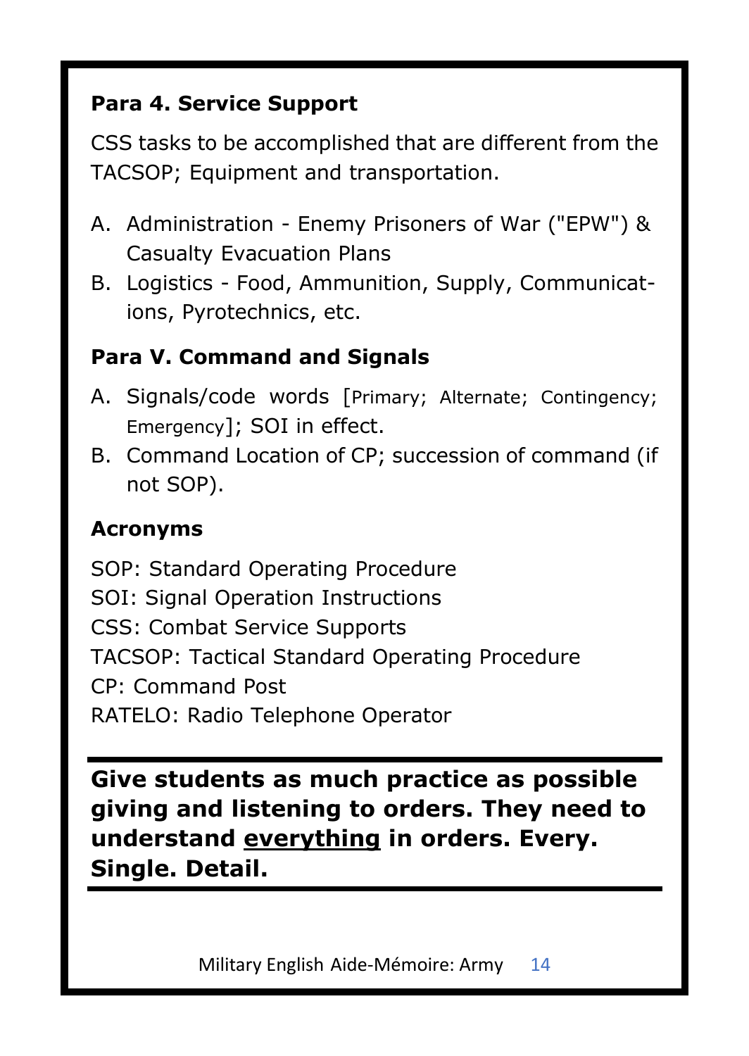**Para 4. Service Support**

CSS tasks to be accomplished that are different from the TACSOP; Equipment and transportation.

A. Administration - Enemy Prisoners of War ("EPW") & Casualty Evacuation Plans
B. Logistics - Food, Ammunition, Supply, Communications, Pyrotechnics, etc.

**Para V. Command and Signals**

A. Signals/code words [Primary; Alternate; Contingency; Emergency]; SOI in effect.
B. Command Location of CP; succession of command (if not SOP).

**Acronyms**

SOP: Standard Operating Procedure
SOI: Signal Operation Instructions
CSS: Combat Service Supports
TACSOP: Tactical Standard Operating Procedure
CP: Command Post
RATELO: Radio Telephone Operator

---

**Give students as much practice as possible giving and listening to orders. They need to understand <u>everything</u> in orders. Every. Single. Detail.**

---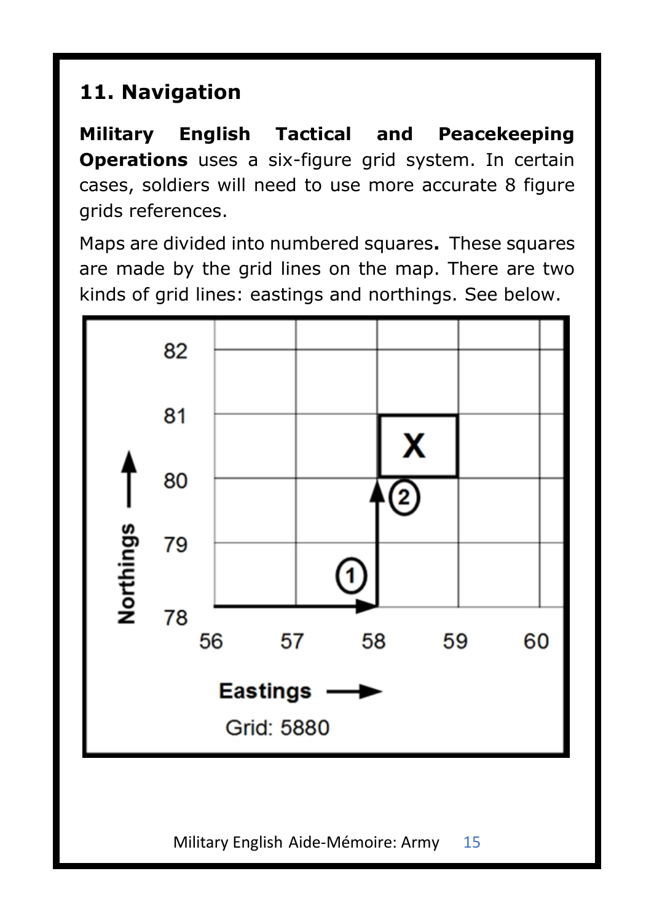## 11. Navigation

**Military English Tactical and Peacekeeping Operations** uses a six-figure grid system. In certain cases, soldiers will need to use more accurate 8 figure grids references.

Maps are divided into numbered squares**.** These squares are made by the grid lines on the map. There are two kinds of grid lines: eastings and northings. See below.

Grid: 5880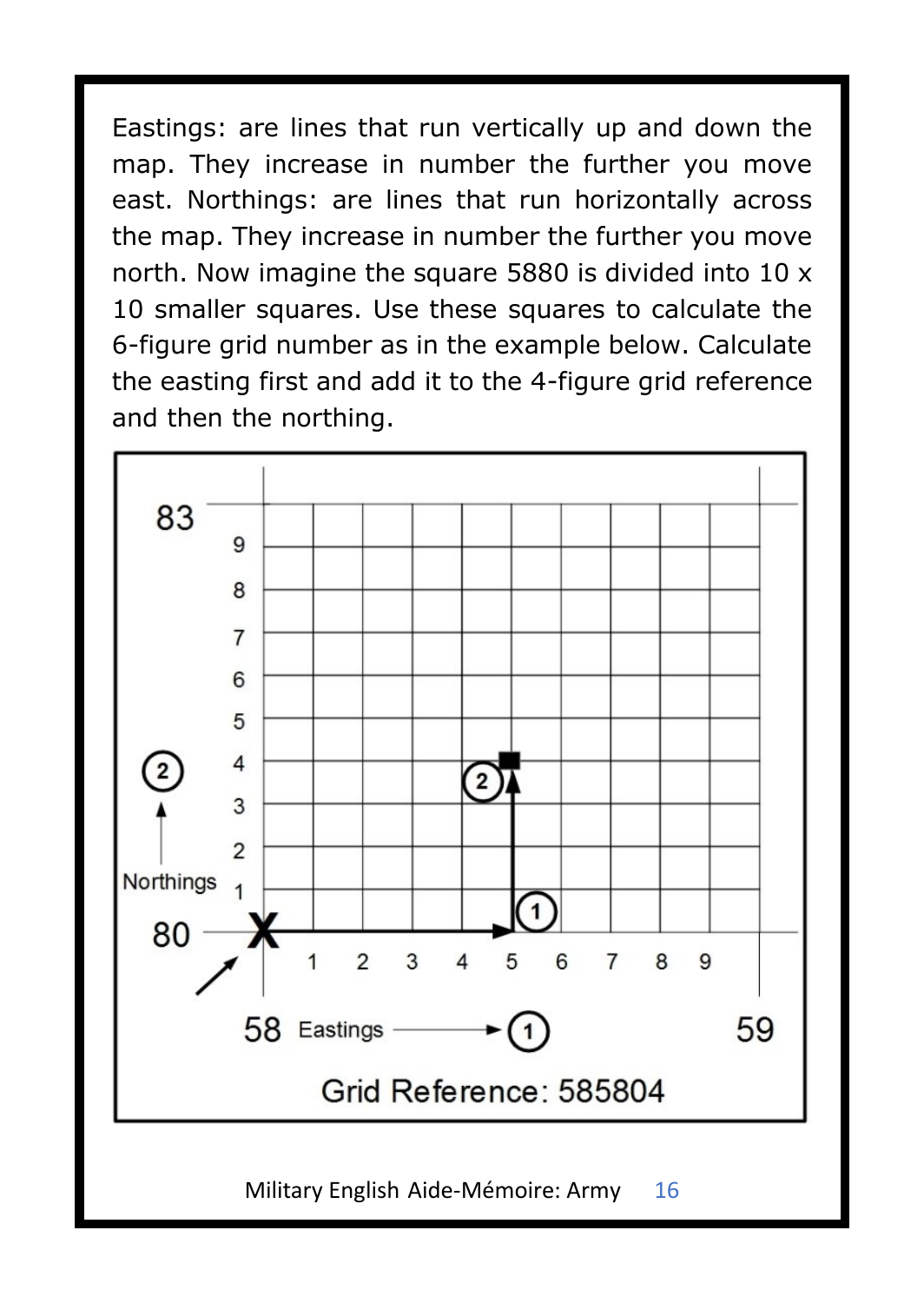Eastings: are lines that run vertically up and down the map. They increase in number the further you move east. Northings: are lines that run horizontally across the map. They increase in number the further you move north. Now imagine the square 5880 is divided into 10 x 10 smaller squares. Use these squares to calculate the 6-figure grid number as in the example below. Calculate the easting first and add it to the 4-figure grid reference and then the northing.

Grid Reference: 585804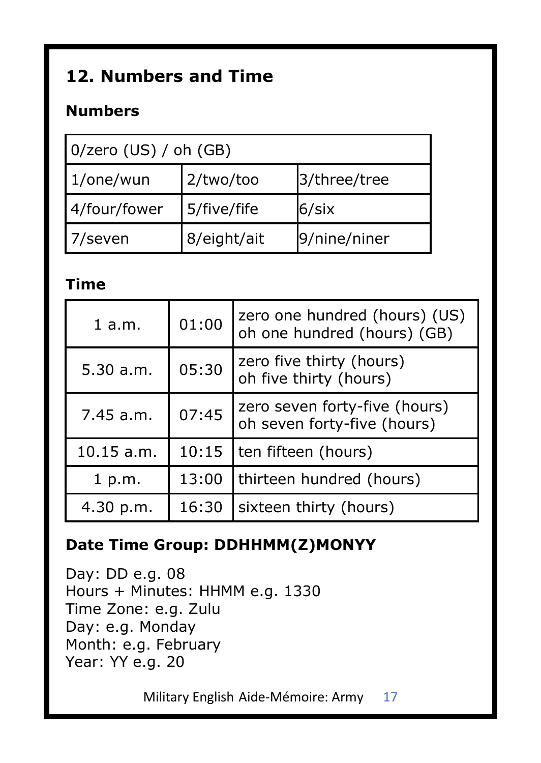## 12. Numbers and Time

### Numbers

| 0/zero (US) / oh (GB) | | |
|---|---|---|
| 1/one/wun | 2/two/too | 3/three/tree |
| 4/four/fower | 5/five/fife | 6/six |
| 7/seven | 8/eight/ait | 9/nine/niner |

### Time

| | | |
|---|---|---|
| 1 a.m. | 01:00 | zero one hundred (hours) (US)<br>oh one hundred (hours) (GB) |
| 5.30 a.m. | 05:30 | zero five thirty (hours)<br>oh five thirty (hours) |
| 7.45 a.m. | 07:45 | zero seven forty-five (hours)<br>oh seven forty-five (hours) |
| 10.15 a.m. | 10:15 | ten fifteen (hours) |
| 1 p.m. | 13:00 | thirteen hundred (hours) |
| 4.30 p.m. | 16:30 | sixteen thirty (hours) |

### Date Time Group: DDHHMM(Z)MONYY

Day: DD e.g. 08
Hours + Minutes: HHMM e.g. 1330
Time Zone: e.g. Zulu
Day: e.g. Monday
Month: e.g. February
Year: YY e.g. 20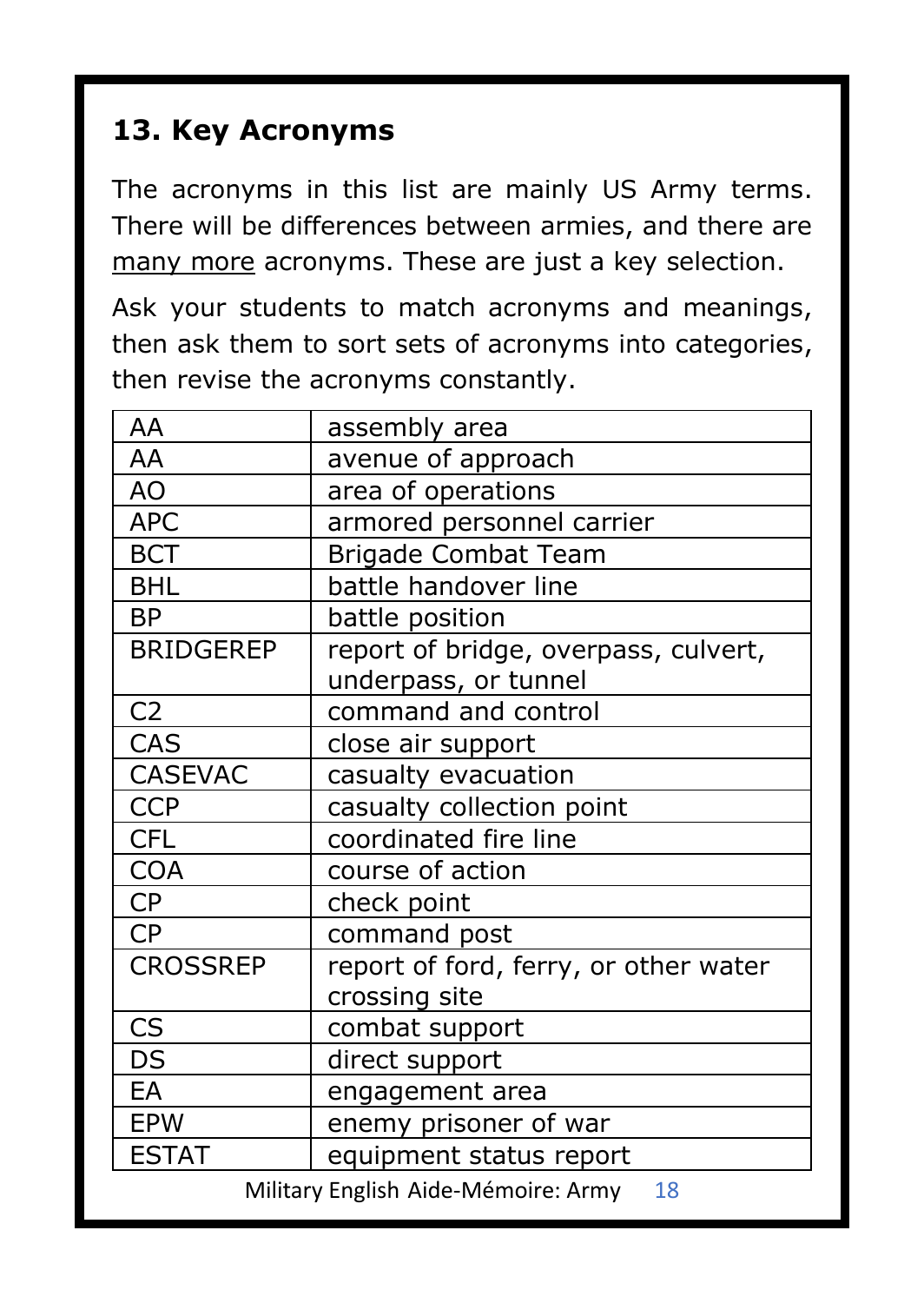## 13. Key Acronyms

The acronyms in this list are mainly US Army terms. There will be differences between armies, and there are many more acronyms. These are just a key selection.

Ask your students to match acronyms and meanings, then ask them to sort sets of acronyms into categories, then revise the acronyms constantly.

| | |
|---|---|
| AA | assembly area |
| AA | avenue of approach |
| AO | area of operations |
| APC | armored personnel carrier |
| BCT | Brigade Combat Team |
| BHL | battle handover line |
| BP | battle position |
| BRIDGEREP | report of bridge, overpass, culvert, underpass, or tunnel |
| C2 | command and control |
| CAS | close air support |
| CASEVAC | casualty evacuation |
| CCP | casualty collection point |
| CFL | coordinated fire line |
| COA | course of action |
| CP | check point |
| CP | command post |
| CROSSREP | report of ford, ferry, or other water crossing site |
| CS | combat support |
| DS | direct support |
| EA | engagement area |
| EPW | enemy prisoner of war |
| ESTAT | equipment status report |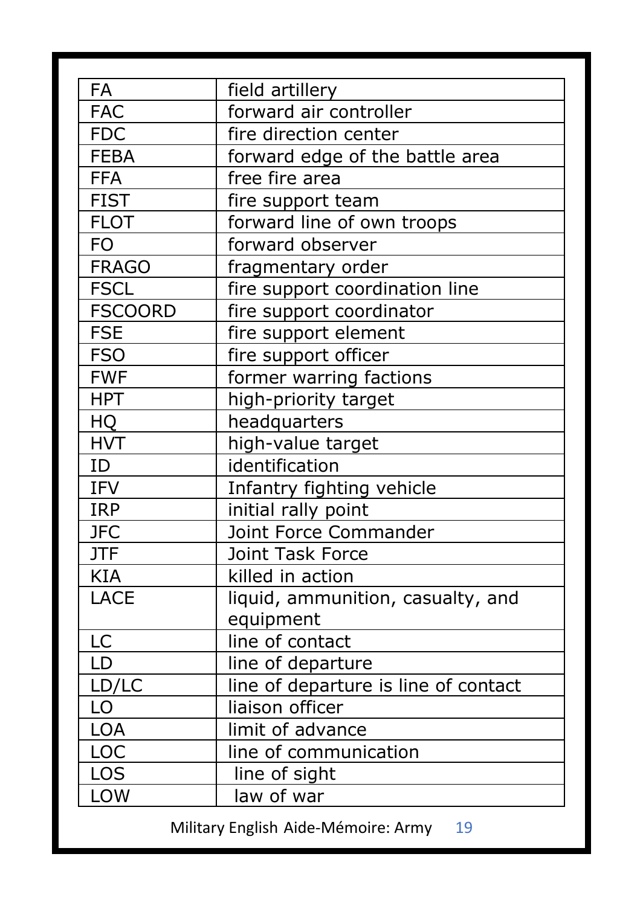| FA | field artillery |
|---|---|
| FAC | forward air controller |
| FDC | fire direction center |
| FEBA | forward edge of the battle area |
| FFA | free fire area |
| FIST | fire support team |
| FLOT | forward line of own troops |
| FO | forward observer |
| FRAGO | fragmentary order |
| FSCL | fire support coordination line |
| FSCOORD | fire support coordinator |
| FSE | fire support element |
| FSO | fire support officer |
| FWF | former warring factions |
| HPT | high-priority target |
| HQ | headquarters |
| HVT | high-value target |
| ID | identification |
| IFV | Infantry fighting vehicle |
| IRP | initial rally point |
| JFC | Joint Force Commander |
| JTF | Joint Task Force |
| KIA | killed in action |
| LACE | liquid, ammunition, casualty, and equipment |
| LC | line of contact |
| LD | line of departure |
| LD/LC | line of departure is line of contact |
| LO | liaison officer |
| LOA | limit of advance |
| LOC | line of communication |
| LOS | line of sight |
| LOW | law of war |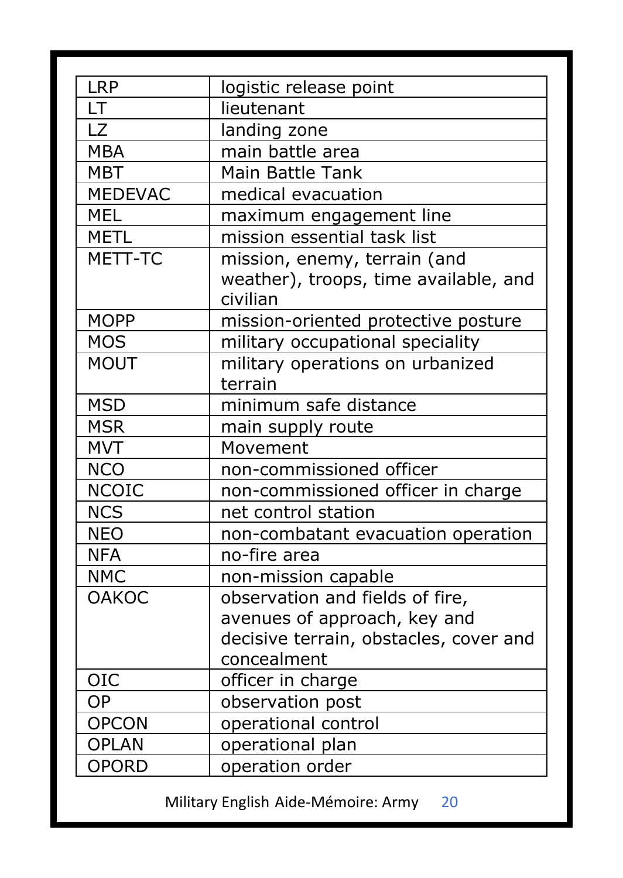| | |
|---|---|
| LRP | logistic release point |
| LT | lieutenant |
| LZ | landing zone |
| MBA | main battle area |
| MBT | Main Battle Tank |
| MEDEVAC | medical evacuation |
| MEL | maximum engagement line |
| METL | mission essential task list |
| METT-TC | mission, enemy, terrain (and weather), troops, time available, and civilian |
| MOPP | mission-oriented protective posture |
| MOS | military occupational speciality |
| MOUT | military operations on urbanized terrain |
| MSD | minimum safe distance |
| MSR | main supply route |
| MVT | Movement |
| NCO | non-commissioned officer |
| NCOIC | non-commissioned officer in charge |
| NCS | net control station |
| NEO | non-combatant evacuation operation |
| NFA | no-fire area |
| NMC | non-mission capable |
| OAKOC | observation and fields of fire, avenues of approach, key and decisive terrain, obstacles, cover and concealment |
| OIC | officer in charge |
| OP | observation post |
| OPCON | operational control |
| OPLAN | operational plan |
| OPORD | operation order |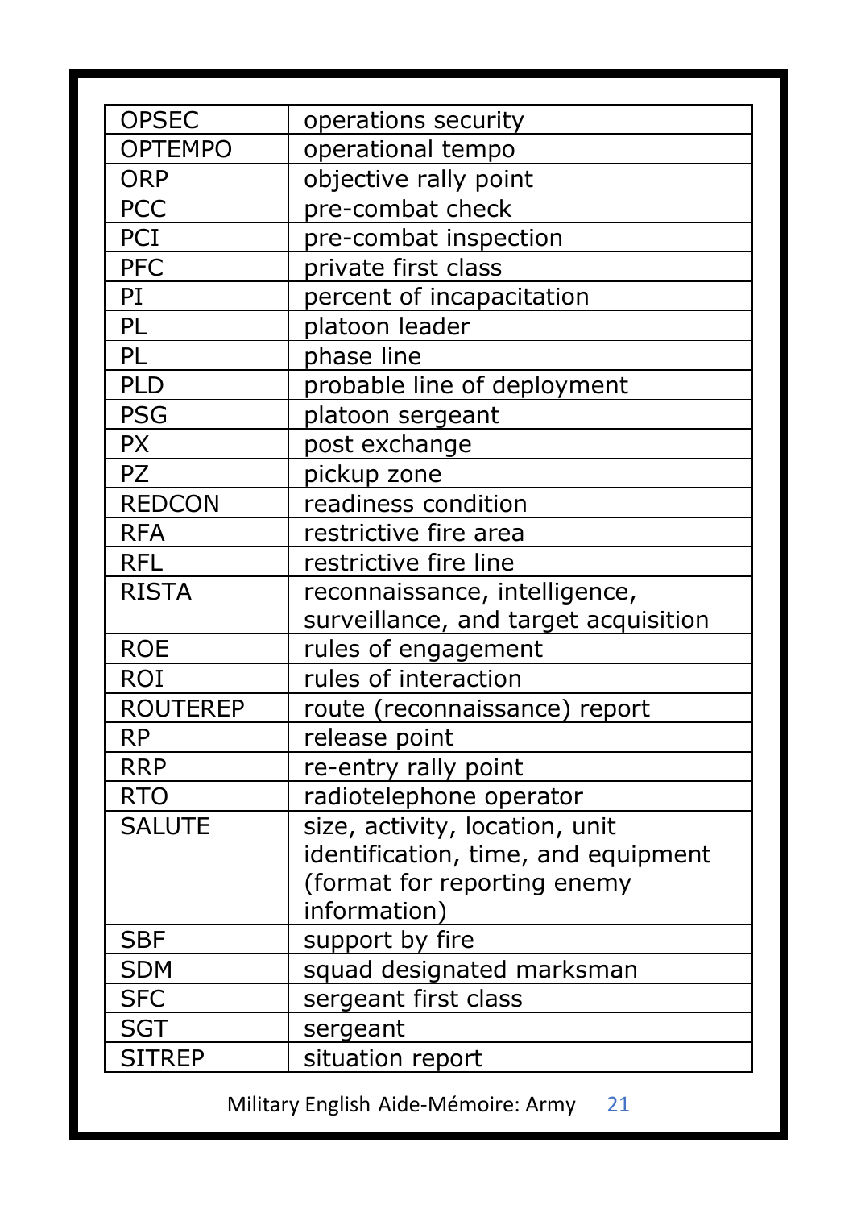| OPSEC | operations security |
|---|---|
| OPTEMPO | operational tempo |
| ORP | objective rally point |
| PCC | pre-combat check |
| PCI | pre-combat inspection |
| PFC | private first class |
| PI | percent of incapacitation |
| PL | platoon leader |
| PL | phase line |
| PLD | probable line of deployment |
| PSG | platoon sergeant |
| PX | post exchange |
| PZ | pickup zone |
| REDCON | readiness condition |
| RFA | restrictive fire area |
| RFL | restrictive fire line |
| RISTA | reconnaissance, intelligence, surveillance, and target acquisition |
| ROE | rules of engagement |
| ROI | rules of interaction |
| ROUTEREP | route (reconnaissance) report |
| RP | release point |
| RRP | re-entry rally point |
| RTO | radiotelephone operator |
| SALUTE | size, activity, location, unit identification, time, and equipment (format for reporting enemy information) |
| SBF | support by fire |
| SDM | squad designated marksman |
| SFC | sergeant first class |
| SGT | sergeant |
| SITREP | situation report |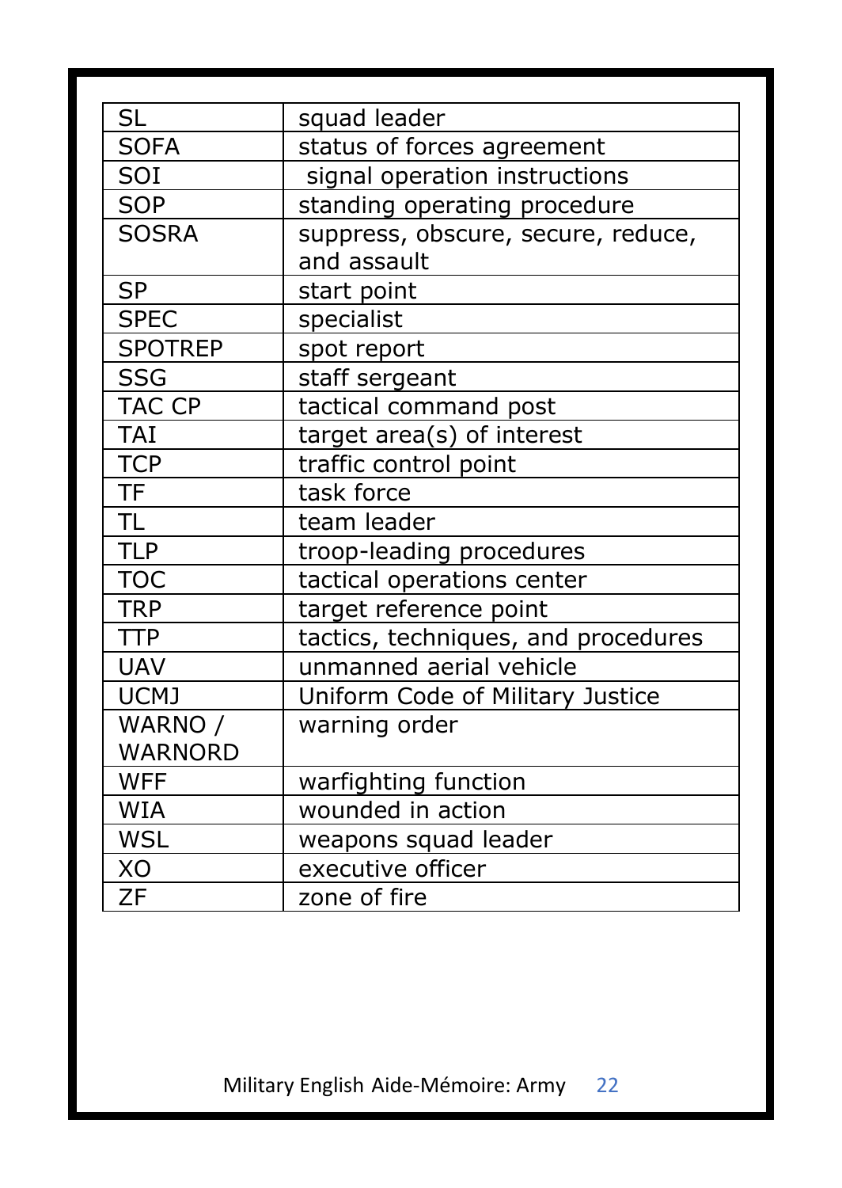| | |
|---|---|
| SL | squad leader |
| SOFA | status of forces agreement |
| SOI | signal operation instructions |
| SOP | standing operating procedure |
| SOSRA | suppress, obscure, secure, reduce, and assault |
| SP | start point |
| SPEC | specialist |
| SPOTREP | spot report |
| SSG | staff sergeant |
| TAC CP | tactical command post |
| TAI | target area(s) of interest |
| TCP | traffic control point |
| TF | task force |
| TL | team leader |
| TLP | troop-leading procedures |
| TOC | tactical operations center |
| TRP | target reference point |
| TTP | tactics, techniques, and procedures |
| UAV | unmanned aerial vehicle |
| UCMJ | Uniform Code of Military Justice |
| WARNO / WARNORD | warning order |
| WFF | warfighting function |
| WIA | wounded in action |
| WSL | weapons squad leader |
| XO | executive officer |
| ZF | zone of fire |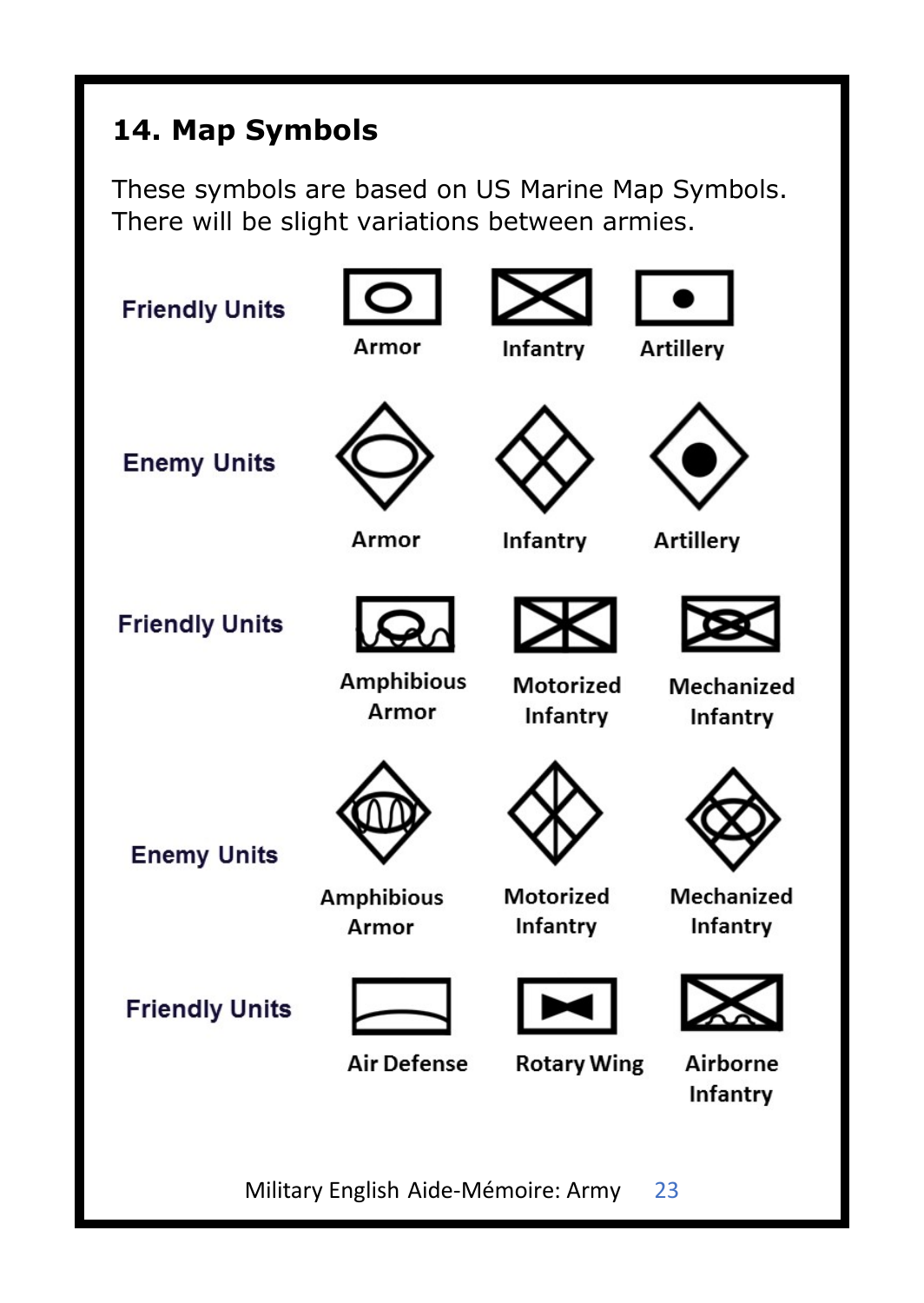## 14. Map Symbols

These symbols are based on US Marine Map Symbols. There will be slight variations between armies.

**Friendly Units**

Armor | Infantry | Artillery

**Enemy Units**

Armor | Infantry | Artillery

**Friendly Units**

Amphibious Armor | Motorized Infantry | Mechanized Infantry

**Enemy Units**

Amphibious Armor | Motorized Infantry | Mechanized Infantry

**Friendly Units**

Air Defense | Rotary Wing | Airborne Infantry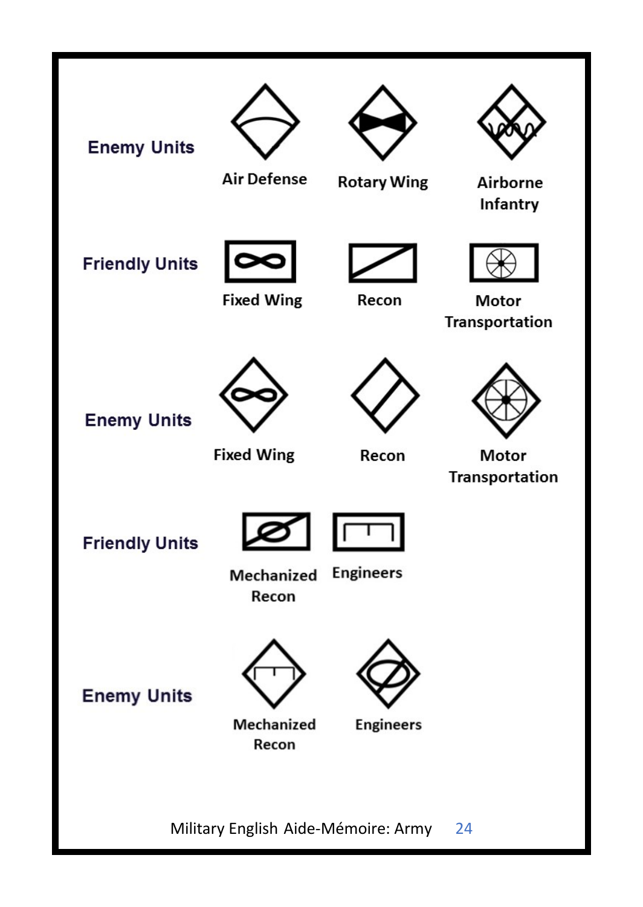**Enemy Units**

Air Defense

Rotary Wing

Airborne Infantry

**Friendly Units**

Fixed Wing

Recon

Motor Transportation

**Enemy Units**

Fixed Wing

Recon

Motor Transportation

**Friendly Units**

Mechanized Recon

Engineers

**Enemy Units**

Mechanized Recon

Engineers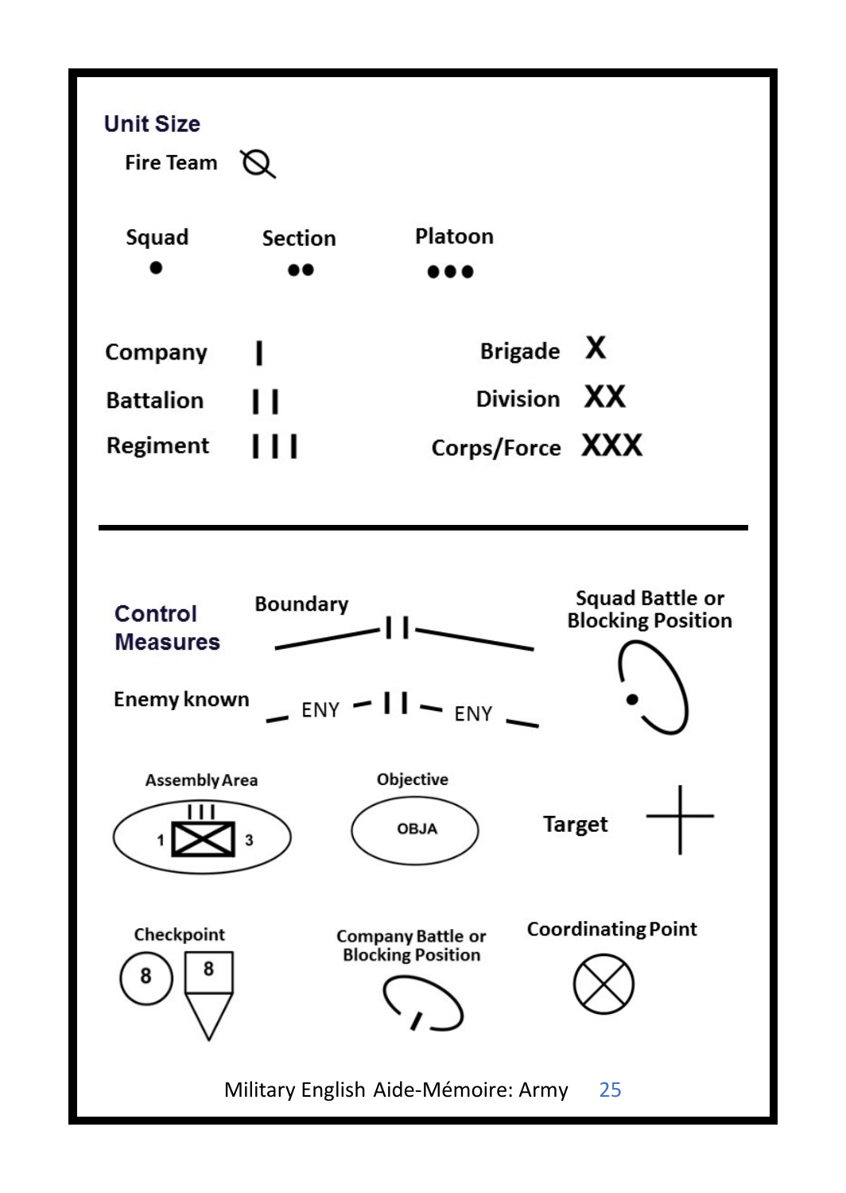## Unit Size

Fire Team

| Squad | Section | Platoon |
|---|---|---|
| ● | ●● | ●●● |

| | | | |
|---|---|---|---|
| Company | I | Brigade | X |
| Battalion | I I | Division | XX |
| Regiment | I I I | Corps/Force | XXX |

## Control Measures

Boundary

I I

Enemy known

ENY – I I – ENY

Squad Battle or Blocking Position

Assembly Area

I I I

1 3

Objective

OBJA

Target

Checkpoint

8 8

Company Battle or Blocking Position

Coordinating Point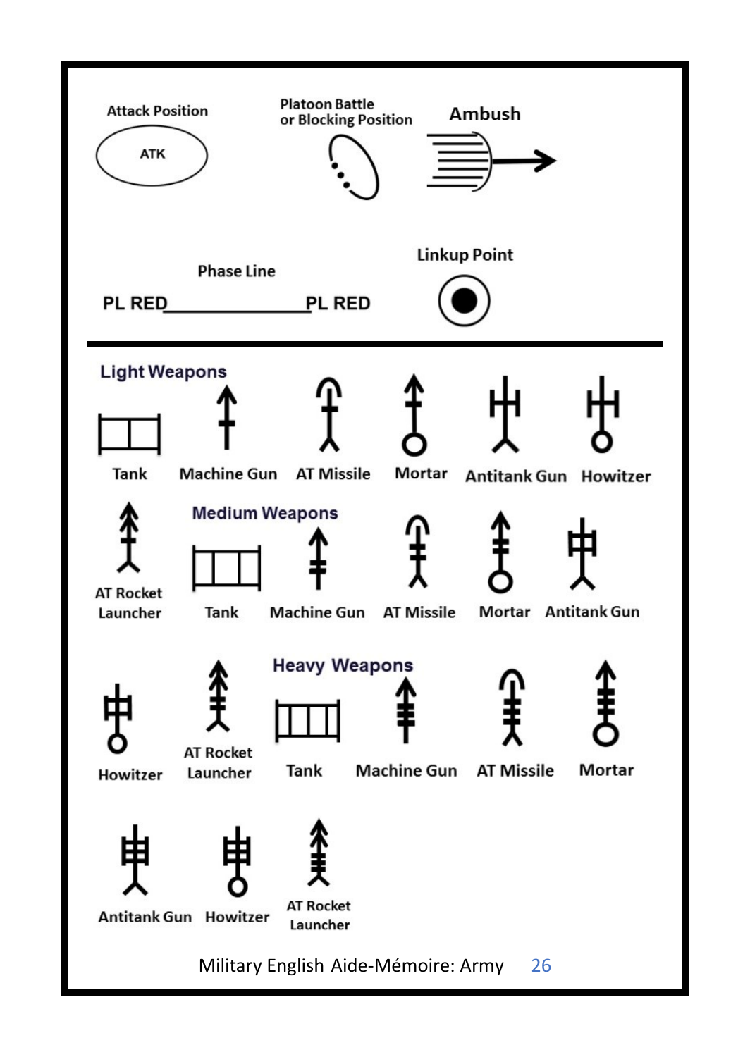Attack Position

ATK

Platoon Battle or Blocking Position

Ambush

Phase Line

PL RED______________PL RED

Linkup Point

## Light Weapons

Tank

Machine Gun

AT Missile

Mortar

Antitank Gun

Howitzer

AT Rocket Launcher

## Medium Weapons

Tank

Machine Gun

AT Missile

Mortar

Antitank Gun

Howitzer

AT Rocket Launcher

## Heavy Weapons

Tank

Machine Gun

AT Missile

Mortar

Antitank Gun

Howitzer

AT Rocket Launcher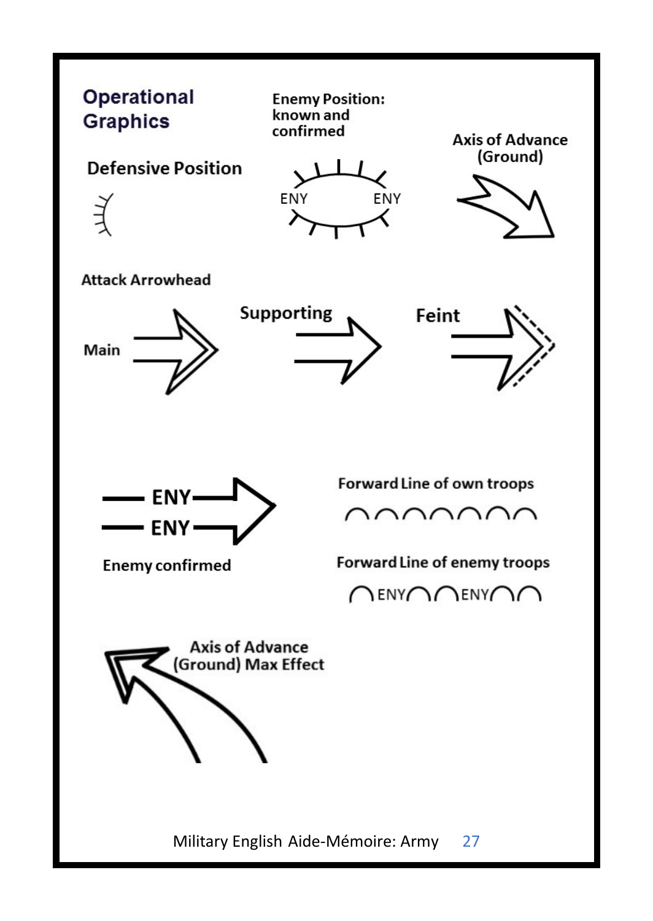# Operational Graphics

**Enemy Position: known and confirmed**

ENY ENY

**Axis of Advance (Ground)**

**Defensive Position**

**Attack Arrowhead**

**Main**

**Supporting**

**Feint**

ENY

ENY

**Enemy confirmed**

**Forward Line of own troops**

**Forward Line of enemy troops**

ENY ENY

**Axis of Advance (Ground) Max Effect**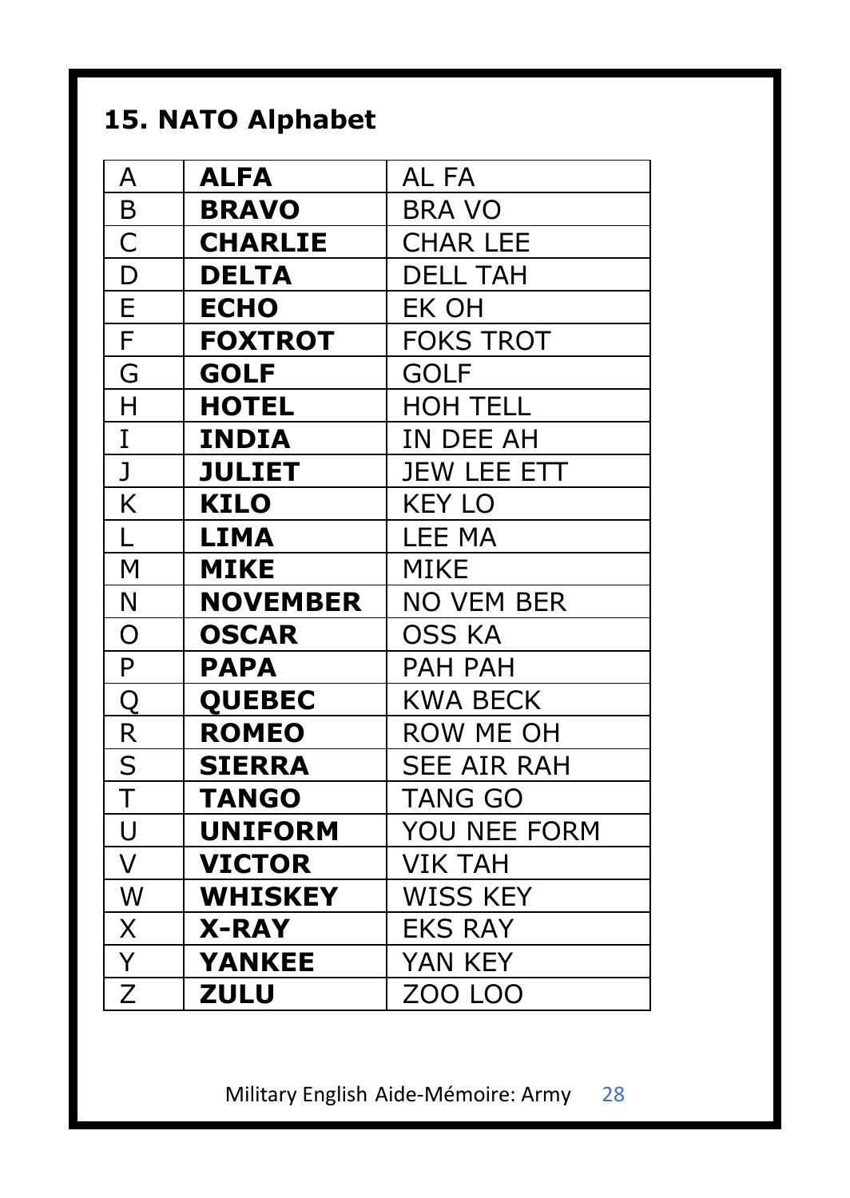## 15. NATO Alphabet

| | | |
|---|---|---|
| A | **ALFA** | AL FA |
| B | **BRAVO** | BRA VO |
| C | **CHARLIE** | CHAR LEE |
| D | **DELTA** | DELL TAH |
| E | **ECHO** | EK OH |
| F | **FOXTROT** | FOKS TROT |
| G | **GOLF** | GOLF |
| H | **HOTEL** | HOH TELL |
| I | **INDIA** | IN DEE AH |
| J | **JULIET** | JEW LEE ETT |
| K | **KILO** | KEY LO |
| L | **LIMA** | LEE MA |
| M | **MIKE** | MIKE |
| N | **NOVEMBER** | NO VEM BER |
| O | **OSCAR** | OSS KA |
| P | **PAPA** | PAH PAH |
| Q | **QUEBEC** | KWA BECK |
| R | **ROMEO** | ROW ME OH |
| S | **SIERRA** | SEE AIR RAH |
| T | **TANGO** | TANG GO |
| U | **UNIFORM** | YOU NEE FORM |
| V | **VICTOR** | VIK TAH |
| W | **WHISKEY** | WISS KEY |
| X | **X-RAY** | EKS RAY |
| Y | **YANKEE** | YAN KEY |
| Z | **ZULU** | ZOO LOO |